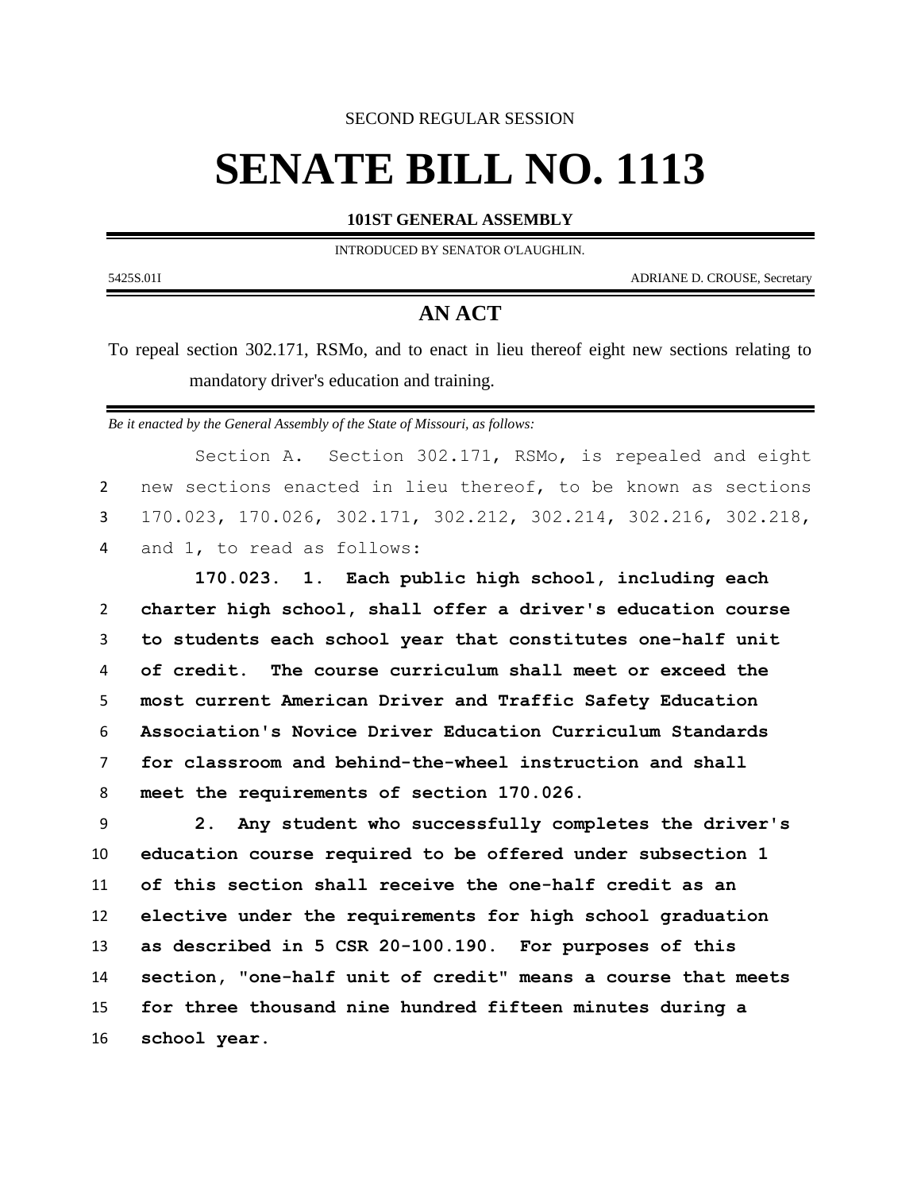SECOND REGULAR SESSION

# SENATE BILL NO. 1113

**101ST GENERAL ASSEMBLY**

INTRODUCED BY SENATOR O'LAUGHLIN.

5425S.01I ADRIANE D. CROUSE, Secretary

## AN ACT

To repeal section 302.171, RSMo, and to enact in lieu thereof eight new sections relating to mandatory driver's education and training.

*Be it enacted by the General Assembly of the State of Missouri, as follows:*

Section A. Section 302.171, RSMo, is repealed and eight new sections enacted in lieu thereof, to be known as sections 170.023, 170.026, 302.171, 302.212, 302.214, 302.216, 302.218, and 1, to read as follows:

**170.023. 1. Each public high school, including each charter high school, shall offer a driver's education course to students each school year that constitutes one-half unit of credit. The course curriculum shall meet or exceed the most current American Driver and Traffic Safety Education Association's Novice Driver Education Curriculum Standards for classroom and behind-the-wheel instruction and shall meet the requirements of section 170.026.**

**2. Any student who successfully completes the driver's education course required to be offered under subsection 1 of this section shall receive the one-half credit as an elective under the requirements for high school graduation as described in 5 CSR 20-100.190. For purposes of this section, "one-half unit of credit" means a course that meets for three thousand nine hundred fifteen minutes during a school year.**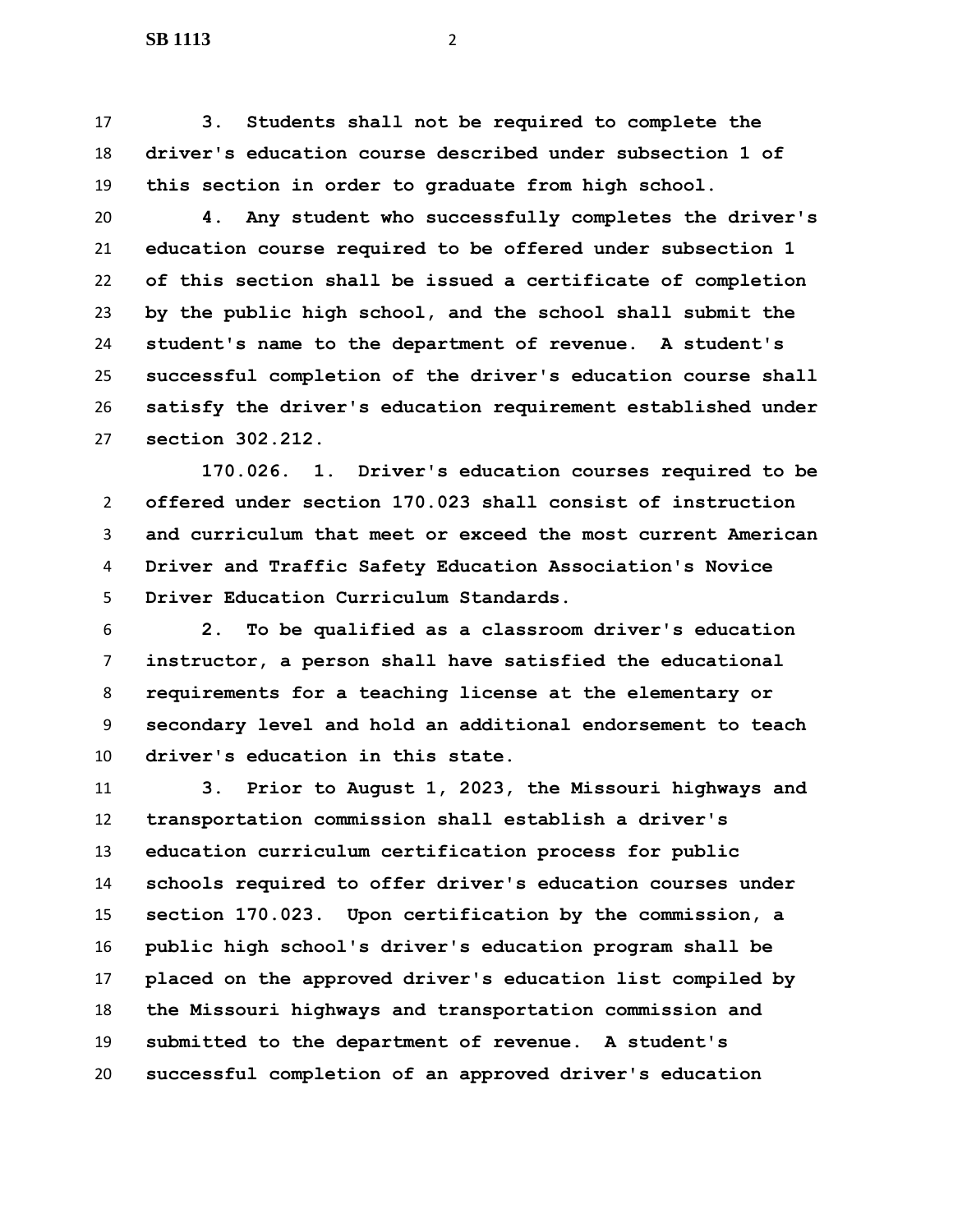**3. Students shall not be required to complete the driver's education course described under subsection 1 of this section in order to graduate from high school.**

**4. Any student who successfully completes the driver's education course required to be offered under subsection 1 of this section shall be issued a certificate of completion by the public high school, and the school shall submit the student's name to the department of revenue. A student's successful completion of the driver's education course shall satisfy the driver's education requirement established under section 302.212.**

**170.026. 1. Driver's education courses required to be offered under section 170.023 shall consist of instruction and curriculum that meet or exceed the most current American Driver and Traffic Safety Education Association's Novice Driver Education Curriculum Standards.**

**2. To be qualified as a classroom driver's education instructor, a person shall have satisfied the educational requirements for a teaching license at the elementary or secondary level and hold an additional endorsement to teach driver's education in this state.**

**3. Prior to August 1, 2023, the Missouri highways and transportation commission shall establish a driver's education curriculum certification process for public schools required to offer driver's education courses under section 170.023. Upon certification by the commission, a public high school's driver's education program shall be placed on the approved driver's education list compiled by the Missouri highways and transportation commission and submitted to the department of revenue. A student's successful completion of an approved driver's education**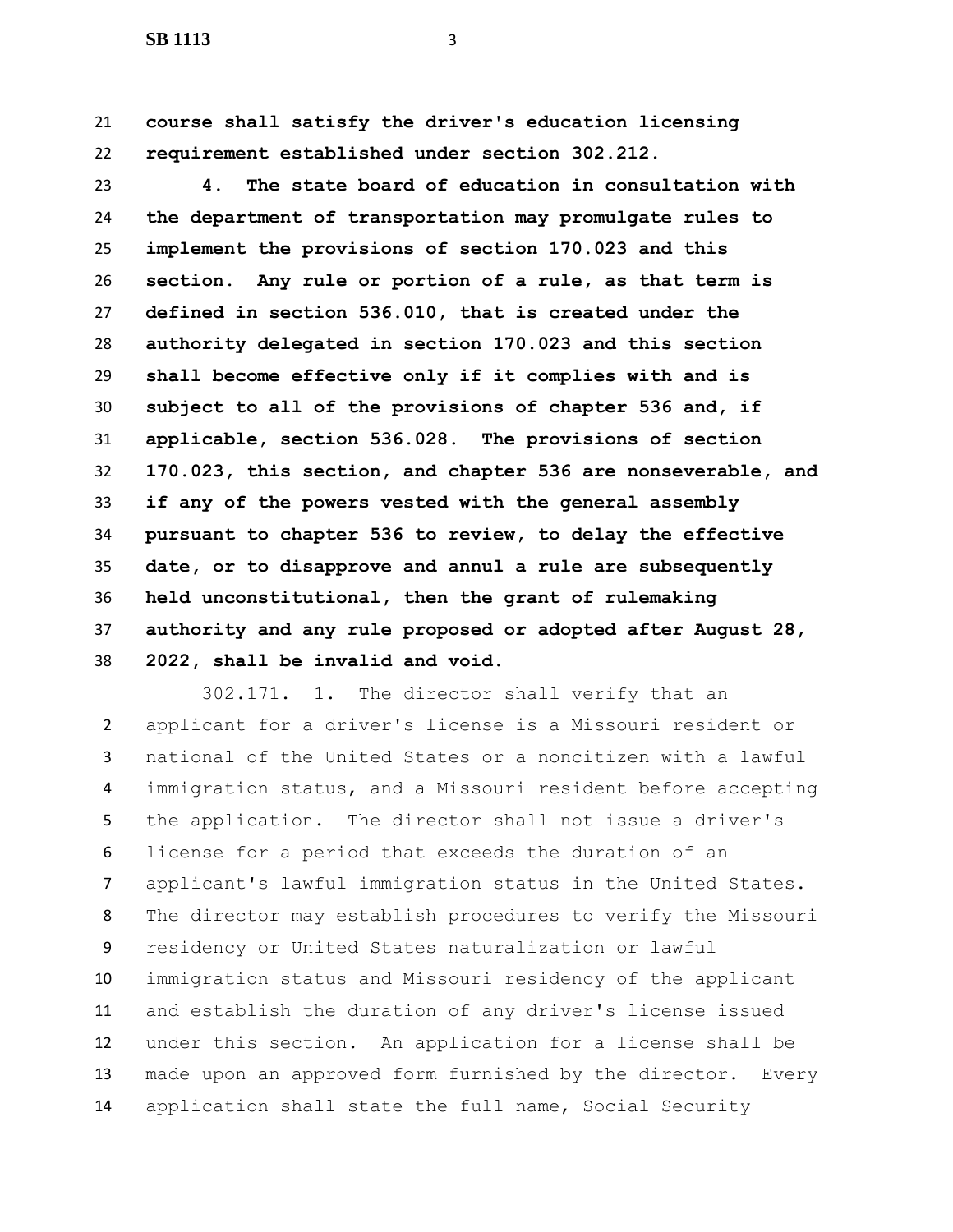**course shall satisfy the driver's education licensing requirement established under section 302.212.**

**4. The state board of education in consultation with the department of transportation may promulgate rules to implement the provisions of section 170.023 and this section. Any rule or portion of a rule, as that term is defined in section 536.010, that is created under the authority delegated in section 170.023 and this section shall become effective only if it complies with and is subject to all of the provisions of chapter 536 and, if applicable, section 536.028. The provisions of section 170.023, this section, and chapter 536 are nonseverable, and if any of the powers vested with the general assembly pursuant to chapter 536 to review, to delay the effective date, or to disapprove and annul a rule are subsequently held unconstitutional, then the grant of rulemaking authority and any rule proposed or adopted after August 28, 2022, shall be invalid and void.**

302.171. 1. The director shall verify that an applicant for a driver's license is a Missouri resident or national of the United States or a noncitizen with a lawful immigration status, and a Missouri resident before accepting the application. The director shall not issue a driver's license for a period that exceeds the duration of an applicant's lawful immigration status in the United States. The director may establish procedures to verify the Missouri residency or United States naturalization or lawful immigration status and Missouri residency of the applicant and establish the duration of any driver's license issued under this section. An application for a license shall be made upon an approved form furnished by the director. Every application shall state the full name, Social Security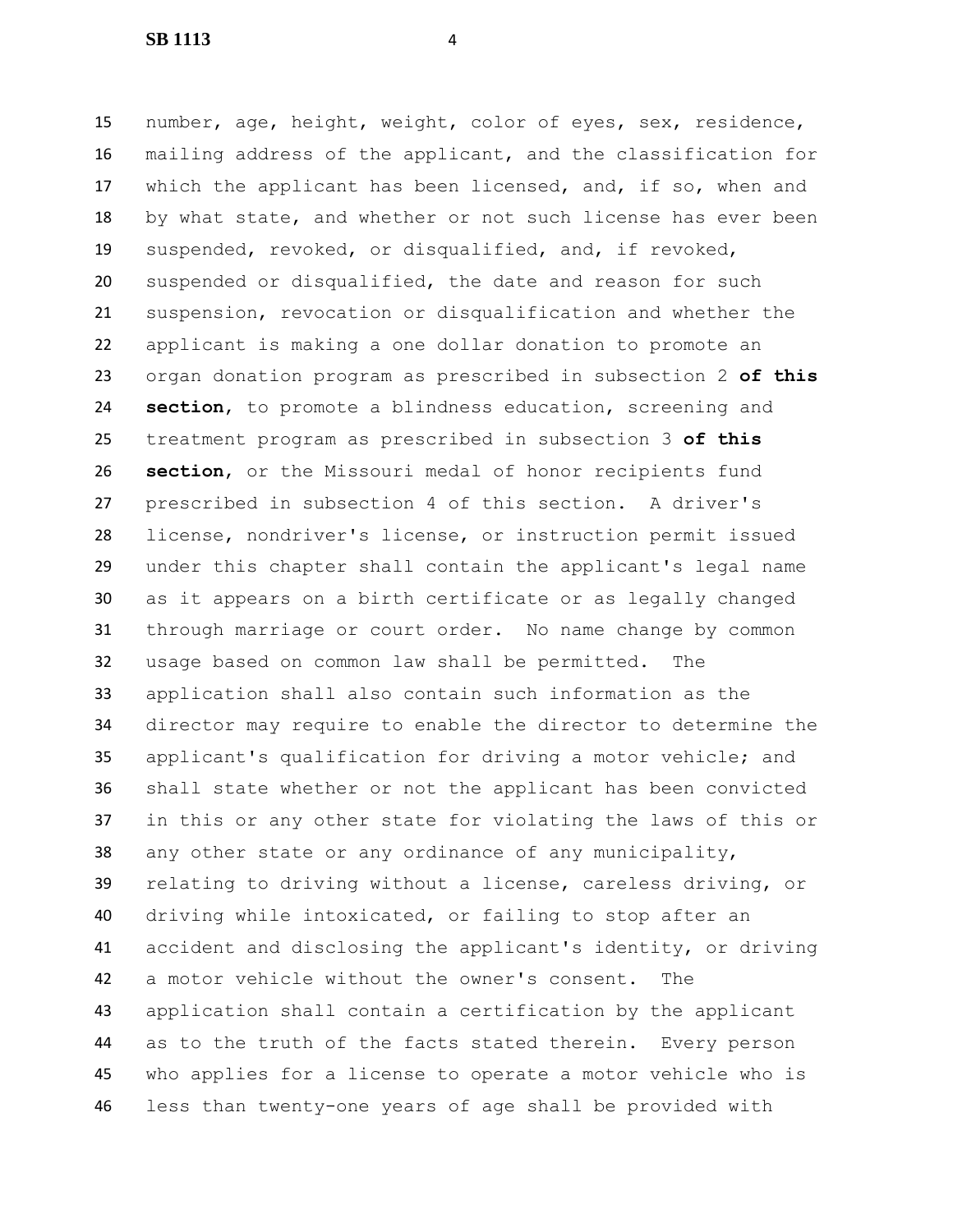number, age, height, weight, color of eyes, sex, residence, mailing address of the applicant, and the classification for which the applicant has been licensed, and, if so, when and by what state, and whether or not such license has ever been suspended, revoked, or disqualified, and, if revoked, suspended or disqualified, the date and reason for such suspension, revocation or disqualification and whether the applicant is making a one dollar donation to promote an organ donation program as prescribed in subsection 2 **of this section**, to promote a blindness education, screening and treatment program as prescribed in subsection 3 **of this section**, or the Missouri medal of honor recipients fund prescribed in subsection 4 of this section. A driver's license, nondriver's license, or instruction permit issued under this chapter shall contain the applicant's legal name as it appears on a birth certificate or as legally changed through marriage or court order. No name change by common usage based on common law shall be permitted. The application shall also contain such information as the director may require to enable the director to determine the applicant's qualification for driving a motor vehicle; and shall state whether or not the applicant has been convicted in this or any other state for violating the laws of this or any other state or any ordinance of any municipality, relating to driving without a license, careless driving, or driving while intoxicated, or failing to stop after an accident and disclosing the applicant's identity, or driving a motor vehicle without the owner's consent. The application shall contain a certification by the applicant as to the truth of the facts stated therein. Every person who applies for a license to operate a motor vehicle who is less than twenty-one years of age shall be provided with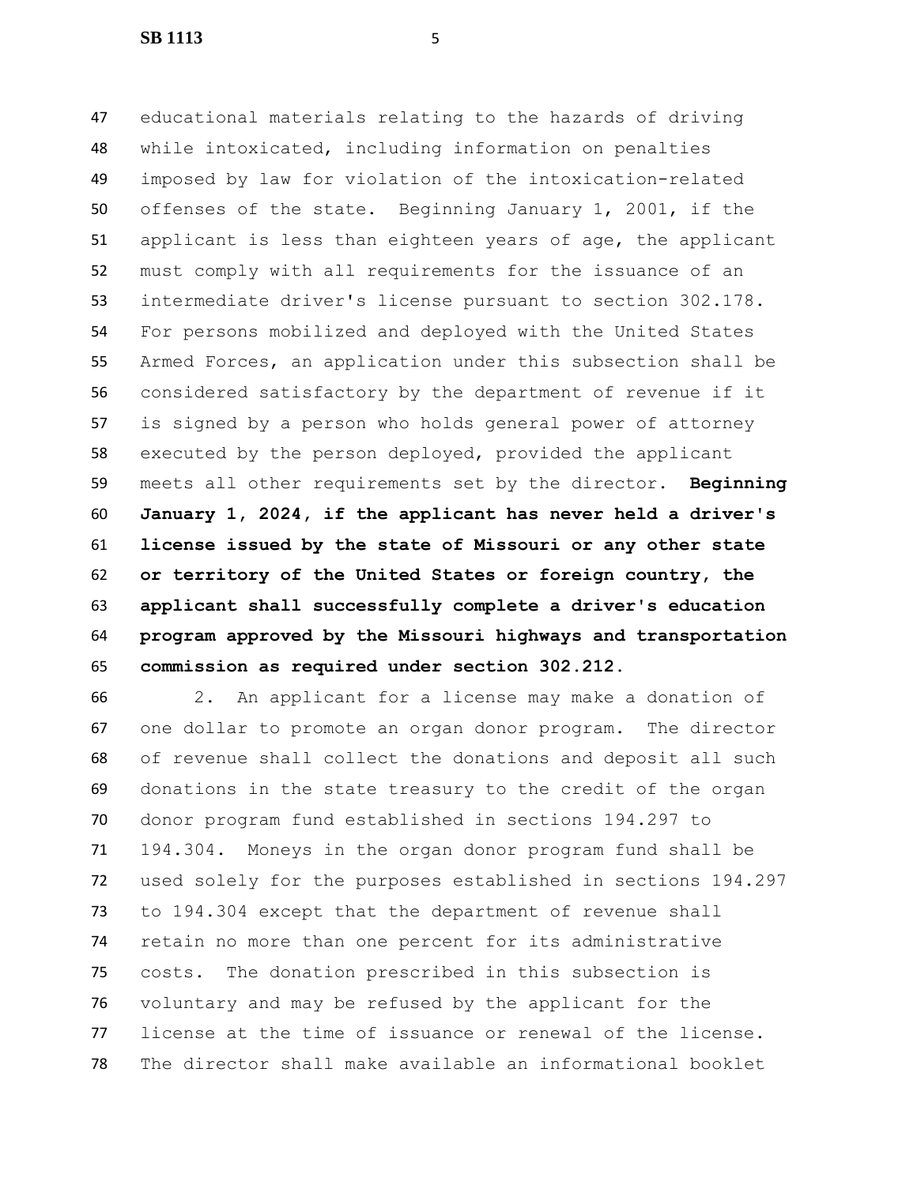educational materials relating to the hazards of driving while intoxicated, including information on penalties imposed by law for violation of the intoxication-related offenses of the state. Beginning January 1, 2001, if the applicant is less than eighteen years of age, the applicant must comply with all requirements for the issuance of an intermediate driver's license pursuant to section 302.178. For persons mobilized and deployed with the United States Armed Forces, an application under this subsection shall be considered satisfactory by the department of revenue if it is signed by a person who holds general power of attorney executed by the person deployed, provided the applicant meets all other requirements set by the director. **Beginning January 1, 2024, if the applicant has never held a driver's license issued by the state of Missouri or any other state or territory of the United States or foreign country, the applicant shall successfully complete a driver's education program approved by the Missouri highways and transportation commission as required under section 302.212.**

2. An applicant for a license may make a donation of one dollar to promote an organ donor program. The director of revenue shall collect the donations and deposit all such donations in the state treasury to the credit of the organ donor program fund established in sections 194.297 to 194.304. Moneys in the organ donor program fund shall be used solely for the purposes established in sections 194.297 to 194.304 except that the department of revenue shall retain no more than one percent for its administrative costs. The donation prescribed in this subsection is voluntary and may be refused by the applicant for the license at the time of issuance or renewal of the license. The director shall make available an informational booklet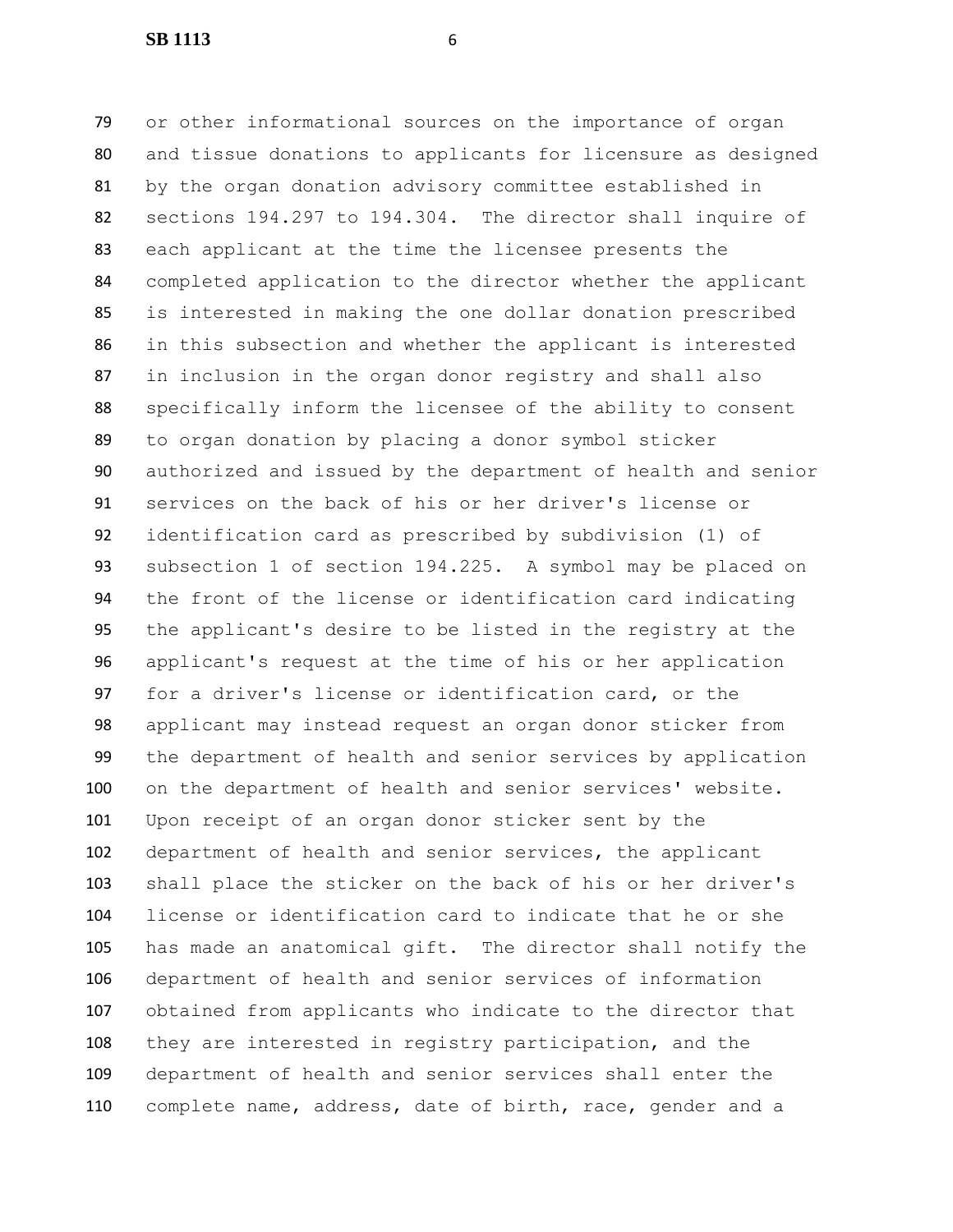or other informational sources on the importance of organ and tissue donations to applicants for licensure as designed by the organ donation advisory committee established in sections 194.297 to 194.304. The director shall inquire of each applicant at the time the licensee presents the completed application to the director whether the applicant is interested in making the one dollar donation prescribed in this subsection and whether the applicant is interested in inclusion in the organ donor registry and shall also specifically inform the licensee of the ability to consent to organ donation by placing a donor symbol sticker authorized and issued by the department of health and senior services on the back of his or her driver's license or identification card as prescribed by subdivision (1) of subsection 1 of section 194.225. A symbol may be placed on the front of the license or identification card indicating the applicant's desire to be listed in the registry at the applicant's request at the time of his or her application for a driver's license or identification card, or the applicant may instead request an organ donor sticker from the department of health and senior services by application on the department of health and senior services' website. Upon receipt of an organ donor sticker sent by the department of health and senior services, the applicant shall place the sticker on the back of his or her driver's license or identification card to indicate that he or she has made an anatomical gift. The director shall notify the department of health and senior services of information obtained from applicants who indicate to the director that they are interested in registry participation, and the department of health and senior services shall enter the complete name, address, date of birth, race, gender and a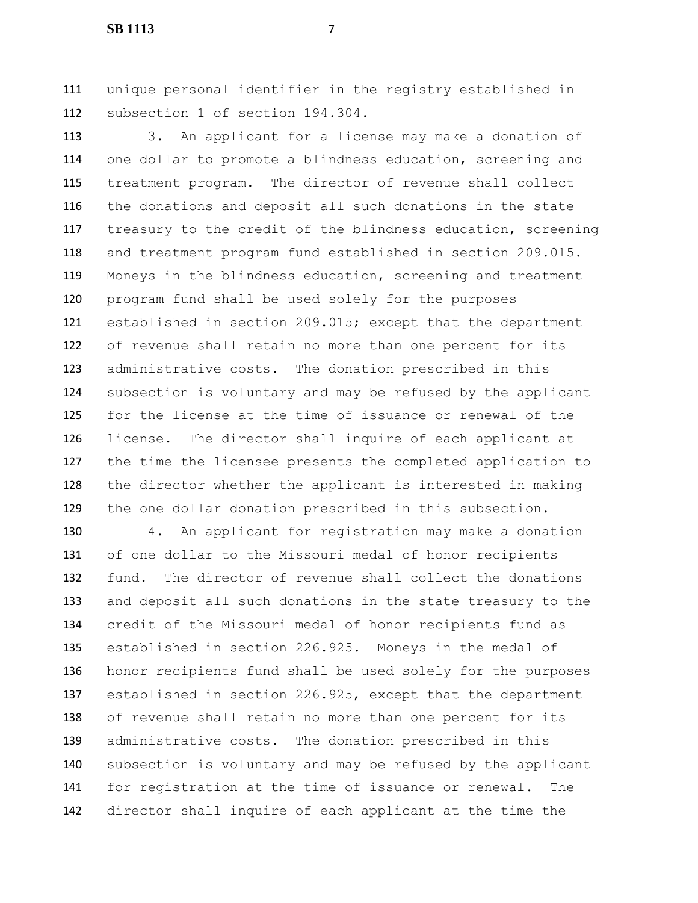unique personal identifier in the registry established in subsection 1 of section 194.304.

3. An applicant for a license may make a donation of one dollar to promote a blindness education, screening and treatment program. The director of revenue shall collect the donations and deposit all such donations in the state treasury to the credit of the blindness education, screening and treatment program fund established in section 209.015. Moneys in the blindness education, screening and treatment program fund shall be used solely for the purposes established in section 209.015; except that the department of revenue shall retain no more than one percent for its administrative costs. The donation prescribed in this subsection is voluntary and may be refused by the applicant for the license at the time of issuance or renewal of the license. The director shall inquire of each applicant at the time the licensee presents the completed application to the director whether the applicant is interested in making the one dollar donation prescribed in this subsection.

4. An applicant for registration may make a donation of one dollar to the Missouri medal of honor recipients fund. The director of revenue shall collect the donations and deposit all such donations in the state treasury to the credit of the Missouri medal of honor recipients fund as established in section 226.925. Moneys in the medal of honor recipients fund shall be used solely for the purposes established in section 226.925, except that the department of revenue shall retain no more than one percent for its administrative costs. The donation prescribed in this subsection is voluntary and may be refused by the applicant for registration at the time of issuance or renewal. The director shall inquire of each applicant at the time the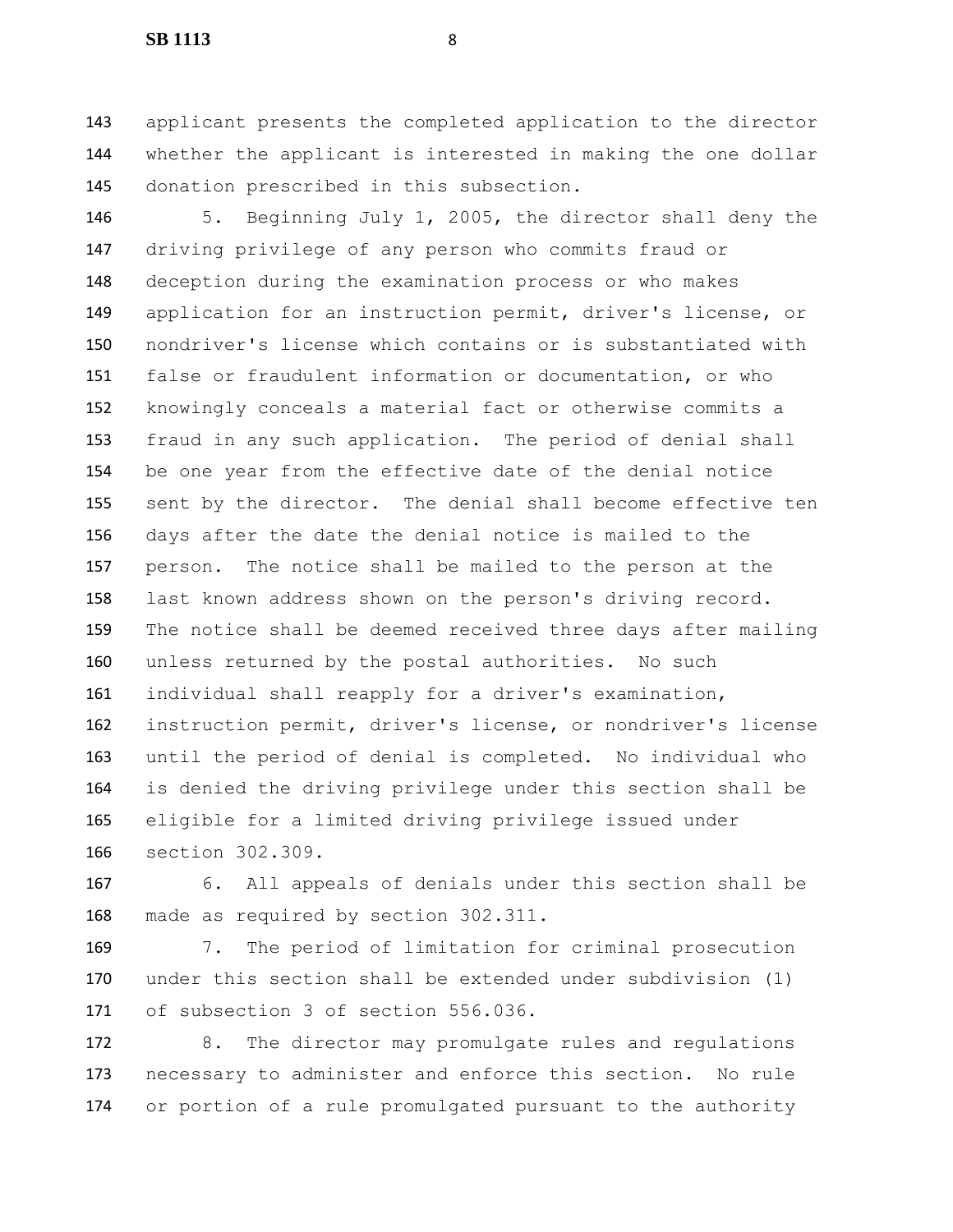applicant presents the completed application to the director whether the applicant is interested in making the one dollar donation prescribed in this subsection.

5. Beginning July 1, 2005, the director shall deny the driving privilege of any person who commits fraud or deception during the examination process or who makes application for an instruction permit, driver's license, or nondriver's license which contains or is substantiated with false or fraudulent information or documentation, or who knowingly conceals a material fact or otherwise commits a fraud in any such application. The period of denial shall be one year from the effective date of the denial notice sent by the director. The denial shall become effective ten days after the date the denial notice is mailed to the person. The notice shall be mailed to the person at the last known address shown on the person's driving record. The notice shall be deemed received three days after mailing unless returned by the postal authorities. No such individual shall reapply for a driver's examination, instruction permit, driver's license, or nondriver's license until the period of denial is completed. No individual who is denied the driving privilege under this section shall be eligible for a limited driving privilege issued under section 302.309.

6. All appeals of denials under this section shall be made as required by section 302.311.

7. The period of limitation for criminal prosecution under this section shall be extended under subdivision (1) of subsection 3 of section 556.036.

8. The director may promulgate rules and regulations necessary to administer and enforce this section. No rule or portion of a rule promulgated pursuant to the authority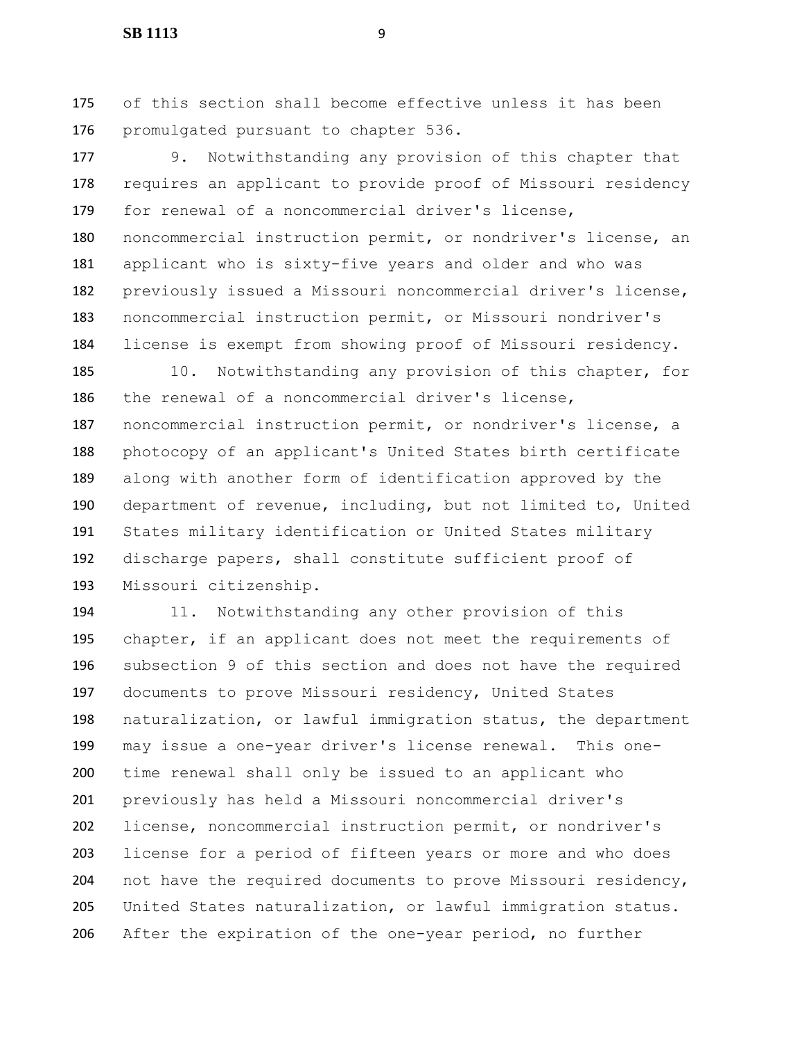of this section shall become effective unless it has been promulgated pursuant to chapter 536.

9. Notwithstanding any provision of this chapter that requires an applicant to provide proof of Missouri residency for renewal of a noncommercial driver's license, noncommercial instruction permit, or nondriver's license, an applicant who is sixty-five years and older and who was previously issued a Missouri noncommercial driver's license, noncommercial instruction permit, or Missouri nondriver's license is exempt from showing proof of Missouri residency.

10. Notwithstanding any provision of this chapter, for the renewal of a noncommercial driver's license, noncommercial instruction permit, or nondriver's license, a photocopy of an applicant's United States birth certificate along with another form of identification approved by the department of revenue, including, but not limited to, United States military identification or United States military discharge papers, shall constitute sufficient proof of Missouri citizenship.

11. Notwithstanding any other provision of this chapter, if an applicant does not meet the requirements of subsection 9 of this section and does not have the required documents to prove Missouri residency, United States naturalization, or lawful immigration status, the department may issue a one-year driver's license renewal. This one-time renewal shall only be issued to an applicant who previously has held a Missouri noncommercial driver's license, noncommercial instruction permit, or nondriver's license for a period of fifteen years or more and who does not have the required documents to prove Missouri residency, United States naturalization, or lawful immigration status. After the expiration of the one-year period, no further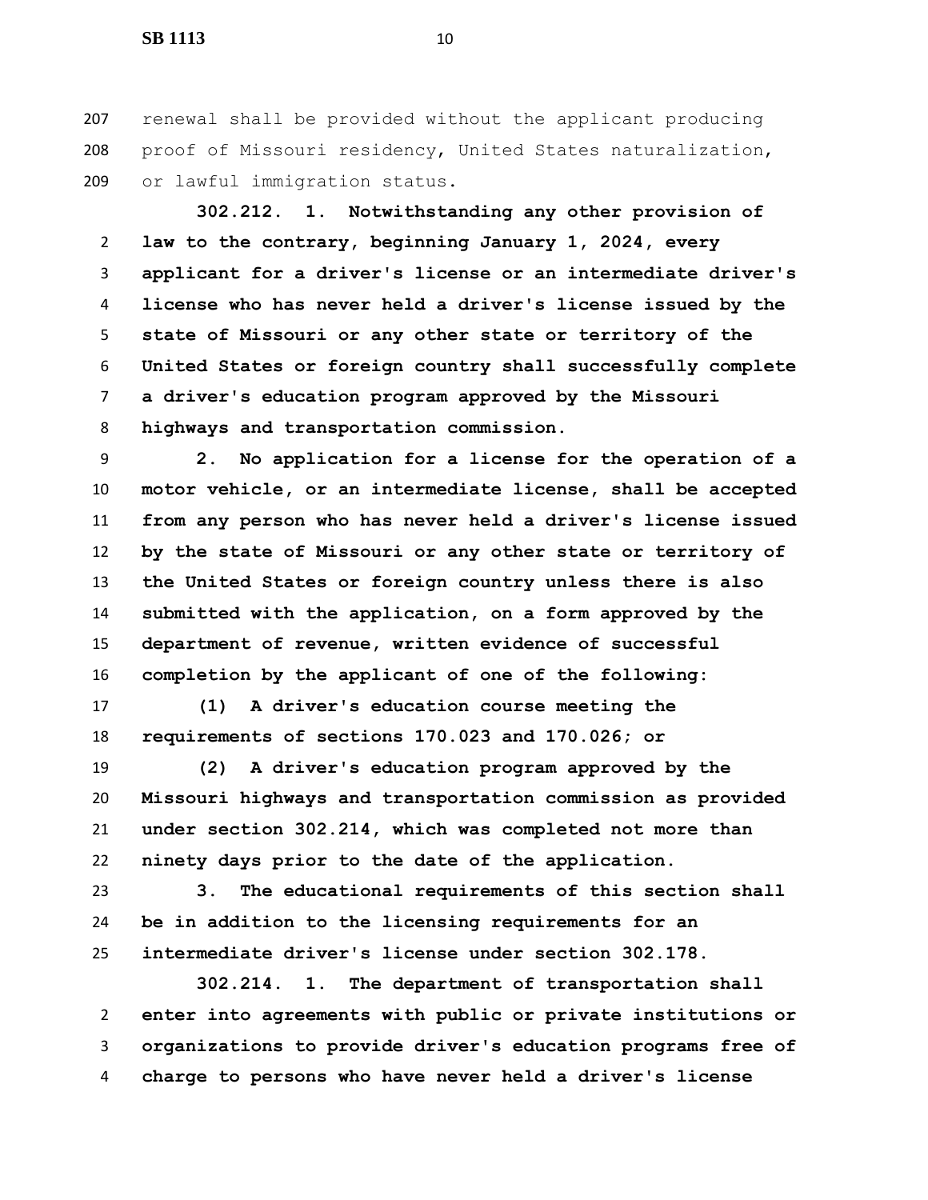renewal shall be provided without the applicant producing proof of Missouri residency, United States naturalization, or lawful immigration status.

**302.212. 1. Notwithstanding any other provision of law to the contrary, beginning January 1, 2024, every applicant for a driver's license or an intermediate driver's license who has never held a driver's license issued by the state of Missouri or any other state or territory of the United States or foreign country shall successfully complete a driver's education program approved by the Missouri highways and transportation commission.**

**2. No application for a license for the operation of a motor vehicle, or an intermediate license, shall be accepted from any person who has never held a driver's license issued by the state of Missouri or any other state or territory of the United States or foreign country unless there is also submitted with the application, on a form approved by the department of revenue, written evidence of successful completion by the applicant of one of the following:**

**(1) A driver's education course meeting the requirements of sections 170.023 and 170.026; or**

**(2) A driver's education program approved by the Missouri highways and transportation commission as provided under section 302.214, which was completed not more than ninety days prior to the date of the application.**

**3. The educational requirements of this section shall be in addition to the licensing requirements for an intermediate driver's license under section 302.178.**

**302.214. 1. The department of transportation shall enter into agreements with public or private institutions or organizations to provide driver's education programs free of charge to persons who have never held a driver's license**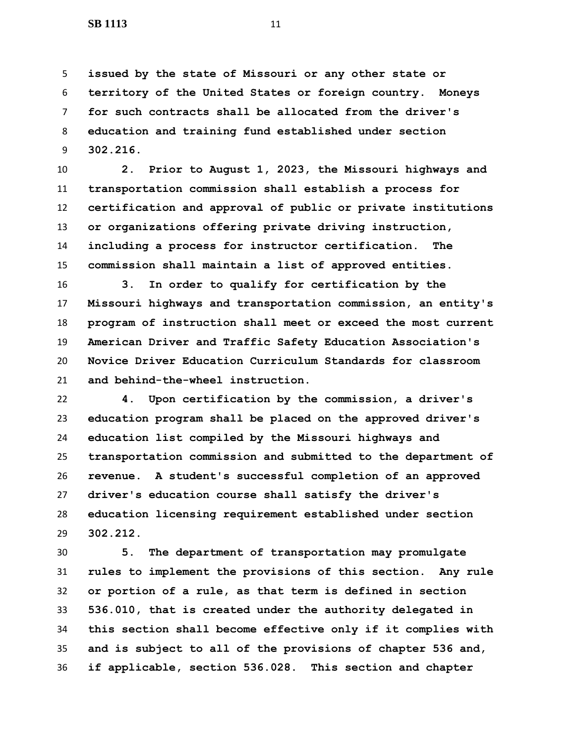**issued by the state of Missouri or any other state or territory of the United States or foreign country. Moneys for such contracts shall be allocated from the driver's education and training fund established under section 302.216.**

**2. Prior to August 1, 2023, the Missouri highways and transportation commission shall establish a process for certification and approval of public or private institutions or organizations offering private driving instruction, including a process for instructor certification. The commission shall maintain a list of approved entities.**

**3. In order to qualify for certification by the Missouri highways and transportation commission, an entity's program of instruction shall meet or exceed the most current American Driver and Traffic Safety Education Association's Novice Driver Education Curriculum Standards for classroom and behind-the-wheel instruction.**

**4. Upon certification by the commission, a driver's education program shall be placed on the approved driver's education list compiled by the Missouri highways and transportation commission and submitted to the department of revenue. A student's successful completion of an approved driver's education course shall satisfy the driver's education licensing requirement established under section 302.212.**

**5. The department of transportation may promulgate rules to implement the provisions of this section. Any rule or portion of a rule, as that term is defined in section 536.010, that is created under the authority delegated in this section shall become effective only if it complies with and is subject to all of the provisions of chapter 536 and, if applicable, section 536.028. This section and chapter**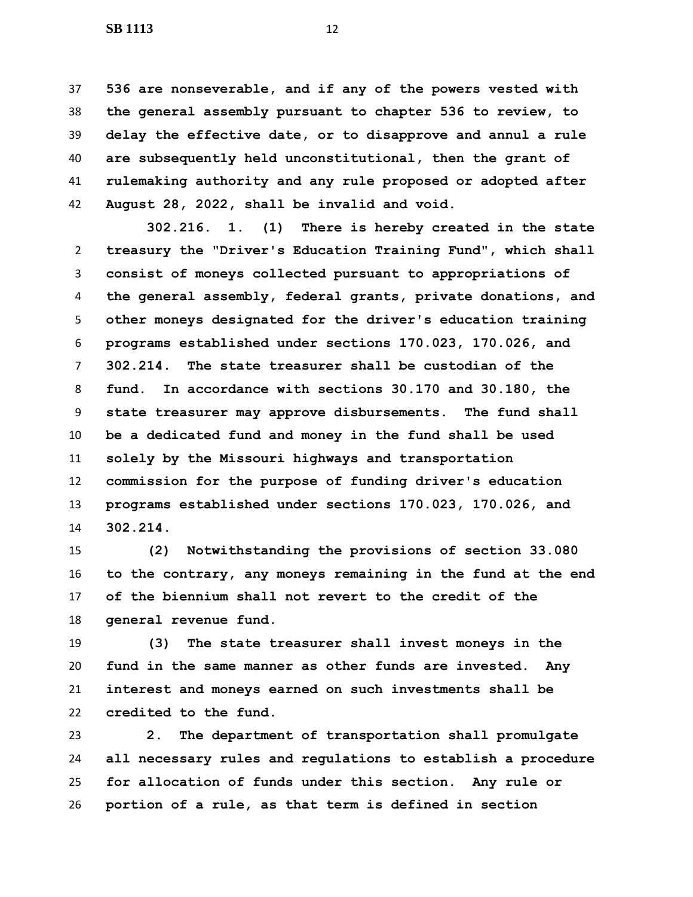**536 are nonseverable, and if any of the powers vested with the general assembly pursuant to chapter 536 to review, to delay the effective date, or to disapprove and annul a rule are subsequently held unconstitutional, then the grant of rulemaking authority and any rule proposed or adopted after August 28, 2022, shall be invalid and void.**

**302.216. 1. (1) There is hereby created in the state treasury the "Driver's Education Training Fund", which shall consist of moneys collected pursuant to appropriations of the general assembly, federal grants, private donations, and other moneys designated for the driver's education training programs established under sections 170.023, 170.026, and 302.214. The state treasurer shall be custodian of the fund. In accordance with sections 30.170 and 30.180, the state treasurer may approve disbursements. The fund shall be a dedicated fund and money in the fund shall be used solely by the Missouri highways and transportation commission for the purpose of funding driver's education programs established under sections 170.023, 170.026, and 302.214.**

**(2) Notwithstanding the provisions of section 33.080 to the contrary, any moneys remaining in the fund at the end of the biennium shall not revert to the credit of the general revenue fund.**

**(3) The state treasurer shall invest moneys in the fund in the same manner as other funds are invested. Any interest and moneys earned on such investments shall be credited to the fund.**

**2. The department of transportation shall promulgate all necessary rules and regulations to establish a procedure for allocation of funds under this section. Any rule or portion of a rule, as that term is defined in section**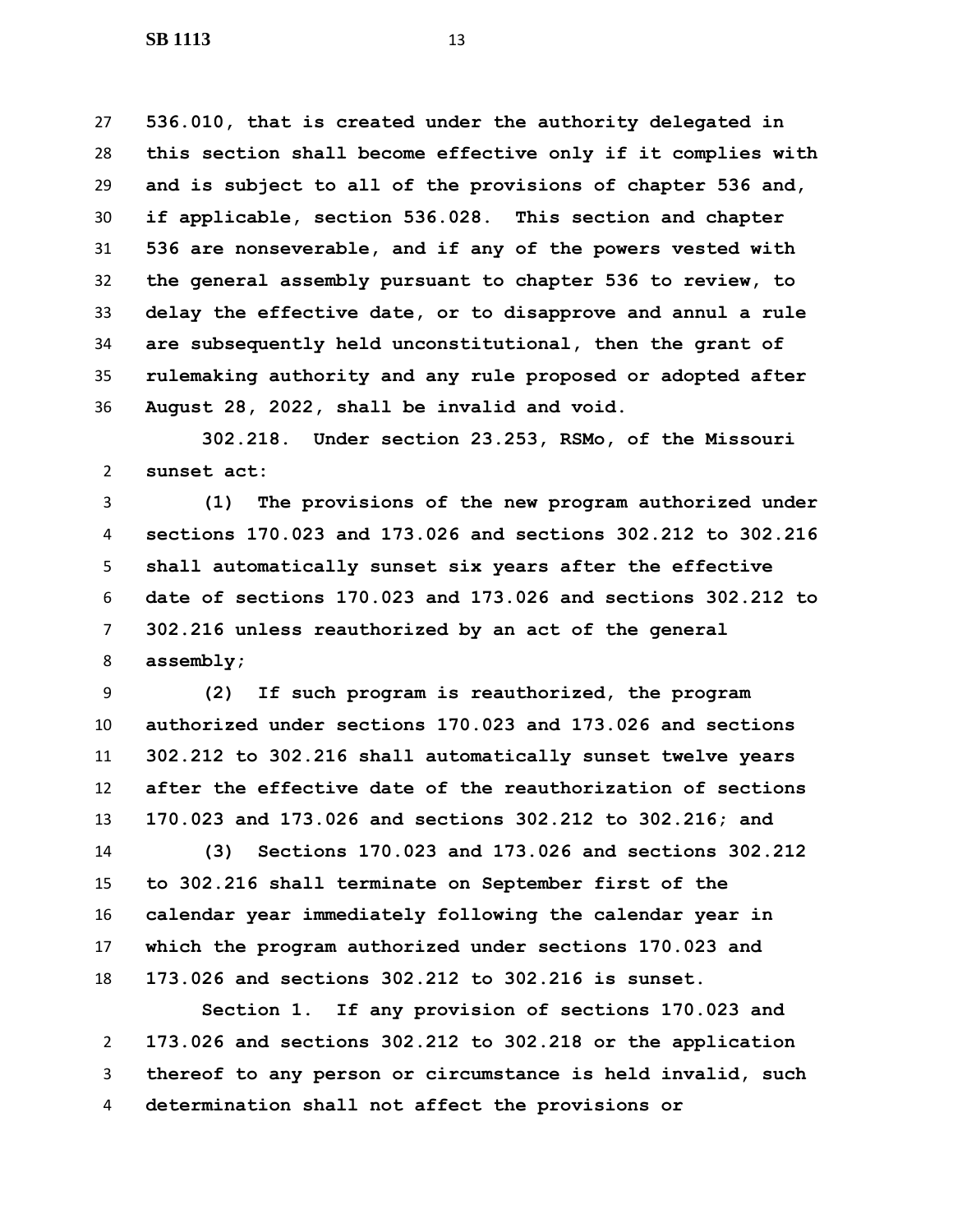**536.010, that is created under the authority delegated in this section shall become effective only if it complies with and is subject to all of the provisions of chapter 536 and, if applicable, section 536.028. This section and chapter 536 are nonseverable, and if any of the powers vested with the general assembly pursuant to chapter 536 to review, to delay the effective date, or to disapprove and annul a rule are subsequently held unconstitutional, then the grant of rulemaking authority and any rule proposed or adopted after August 28, 2022, shall be invalid and void.**

**302.218. Under section 23.253, RSMo, of the Missouri sunset act:**

**(1) The provisions of the new program authorized under sections 170.023 and 173.026 and sections 302.212 to 302.216 shall automatically sunset six years after the effective date of sections 170.023 and 173.026 and sections 302.212 to 302.216 unless reauthorized by an act of the general assembly;**

**(2) If such program is reauthorized, the program authorized under sections 170.023 and 173.026 and sections 302.212 to 302.216 shall automatically sunset twelve years after the effective date of the reauthorization of sections 170.023 and 173.026 and sections 302.212 to 302.216; and**

**(3) Sections 170.023 and 173.026 and sections 302.212 to 302.216 shall terminate on September first of the calendar year immediately following the calendar year in which the program authorized under sections 170.023 and 173.026 and sections 302.212 to 302.216 is sunset.**

**Section 1. If any provision of sections 170.023 and 173.026 and sections 302.212 to 302.218 or the application thereof to any person or circumstance is held invalid, such determination shall not affect the provisions or**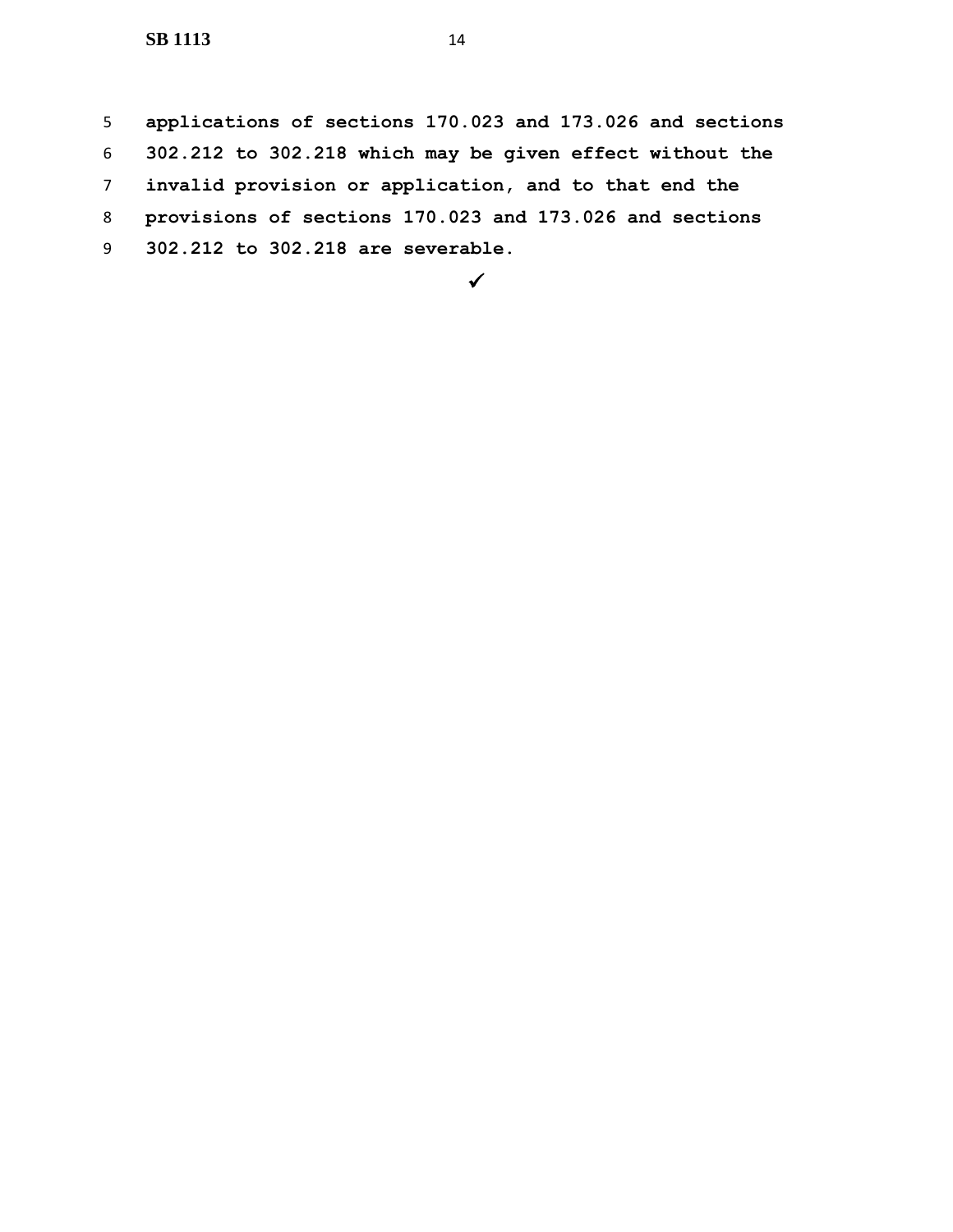**applications of sections 170.023 and 173.026 and sections 302.212 to 302.218 which may be given effect without the invalid provision or application, and to that end the provisions of sections 170.023 and 173.026 and sections 302.212 to 302.218 are severable.**

✓